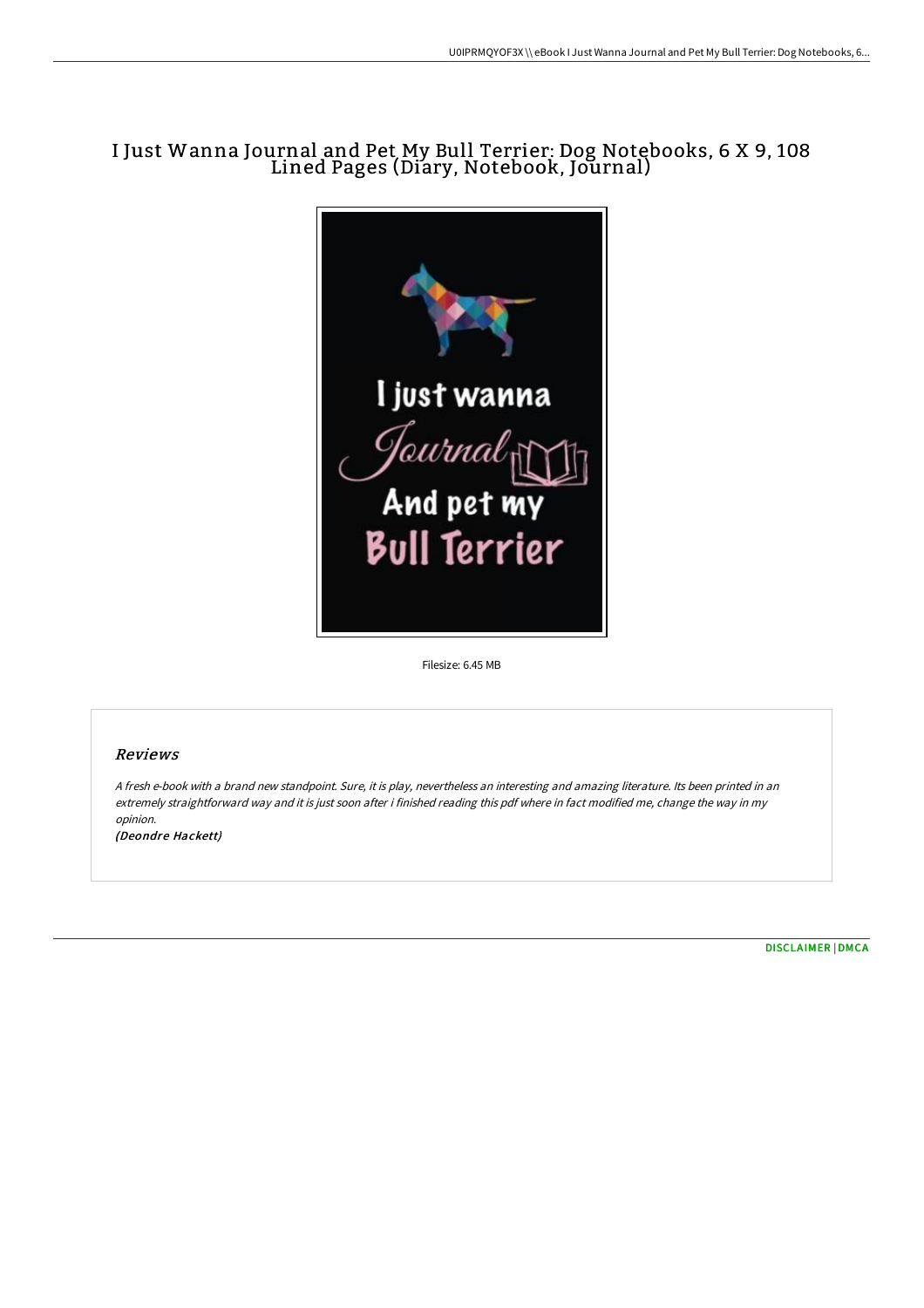# I Just Wanna Journal and Pet My Bull Terrier: Dog Notebooks, 6 X 9, 108 Lined Pages (Diary, Notebook, Journal)

Filesize: 6.45 MB

## *Reviews*

*A fresh e-book with a brand new standpoint. Sure, it is play, nevertheless an interesting and amazing literature. Its been printed in an extremely straightforward way and it is just soon after i finished reading this pdf where in fact modified me, change the way in my opinion.*

***(Deondre Hackett)***

DISCLAIMER | DMCA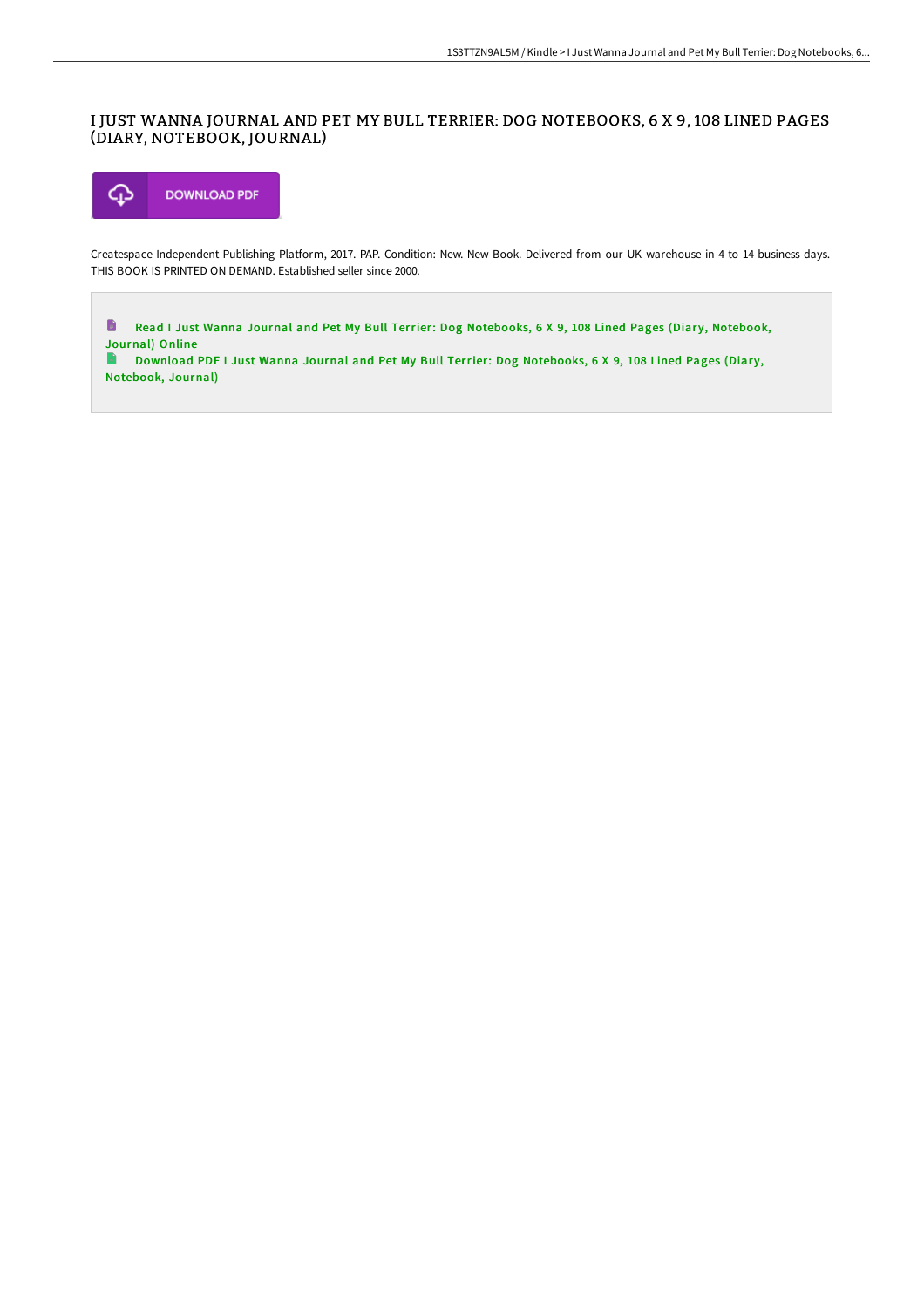# I JUST WANNA JOURNAL AND PET MY BULL TERRIER: DOG NOTEBOOKS, 6 X 9, 108 LINED PAGES (DIARY, NOTEBOOK, JOURNAL)

DOWNLOAD PDF

Createspace Independent Publishing Platform, 2017. PAP. Condition: New. New Book. Delivered from our UK warehouse in 4 to 14 business days. THIS BOOK IS PRINTED ON DEMAND. Established seller since 2000.

Read I Just Wanna Journal and Pet My Bull Terrier: Dog Notebooks, 6 X 9, 108 Lined Pages (Diary, Notebook, Journal) Online

Download PDF I Just Wanna Journal and Pet My Bull Terrier: Dog Notebooks, 6 X 9, 108 Lined Pages (Diary, Notebook, Journal)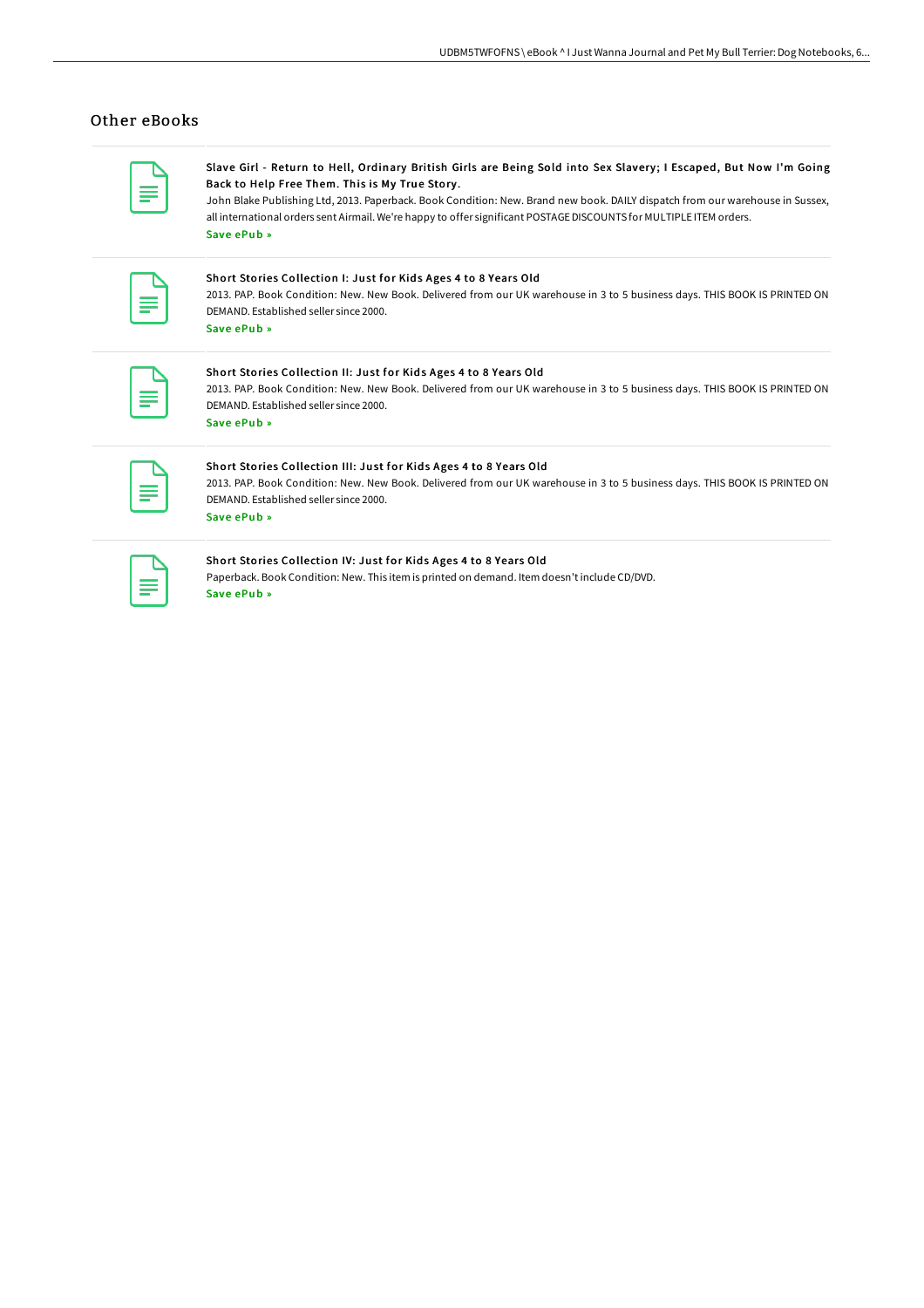## Other eBooks

**Slave Girl - Return to Hell, Ordinary British Girls are Being Sold into Sex Slavery; I Escaped, But Now I'm Going Back to Help Free Them. This is My True Story.**

John Blake Publishing Ltd, 2013. Paperback. Book Condition: New. Brand new book. DAILY dispatch from our warehouse in Sussex, all international orders sent Airmail. We're happy to offer significant POSTAGE DISCOUNTS for MULTIPLE ITEM orders.

Save ePub »

**Short Stories Collection I: Just for Kids Ages 4 to 8 Years Old**

2013. PAP. Book Condition: New. New Book. Delivered from our UK warehouse in 3 to 5 business days. THIS BOOK IS PRINTED ON DEMAND. Established seller since 2000.

Save ePub »

**Short Stories Collection II: Just for Kids Ages 4 to 8 Years Old**

2013. PAP. Book Condition: New. New Book. Delivered from our UK warehouse in 3 to 5 business days. THIS BOOK IS PRINTED ON DEMAND. Established seller since 2000.

Save ePub »

**Short Stories Collection III: Just for Kids Ages 4 to 8 Years Old**

2013. PAP. Book Condition: New. New Book. Delivered from our UK warehouse in 3 to 5 business days. THIS BOOK IS PRINTED ON DEMAND. Established seller since 2000.

Save ePub »

**Short Stories Collection IV: Just for Kids Ages 4 to 8 Years Old**

Paperback. Book Condition: New. This item is printed on demand. Item doesn't include CD/DVD.

Save ePub »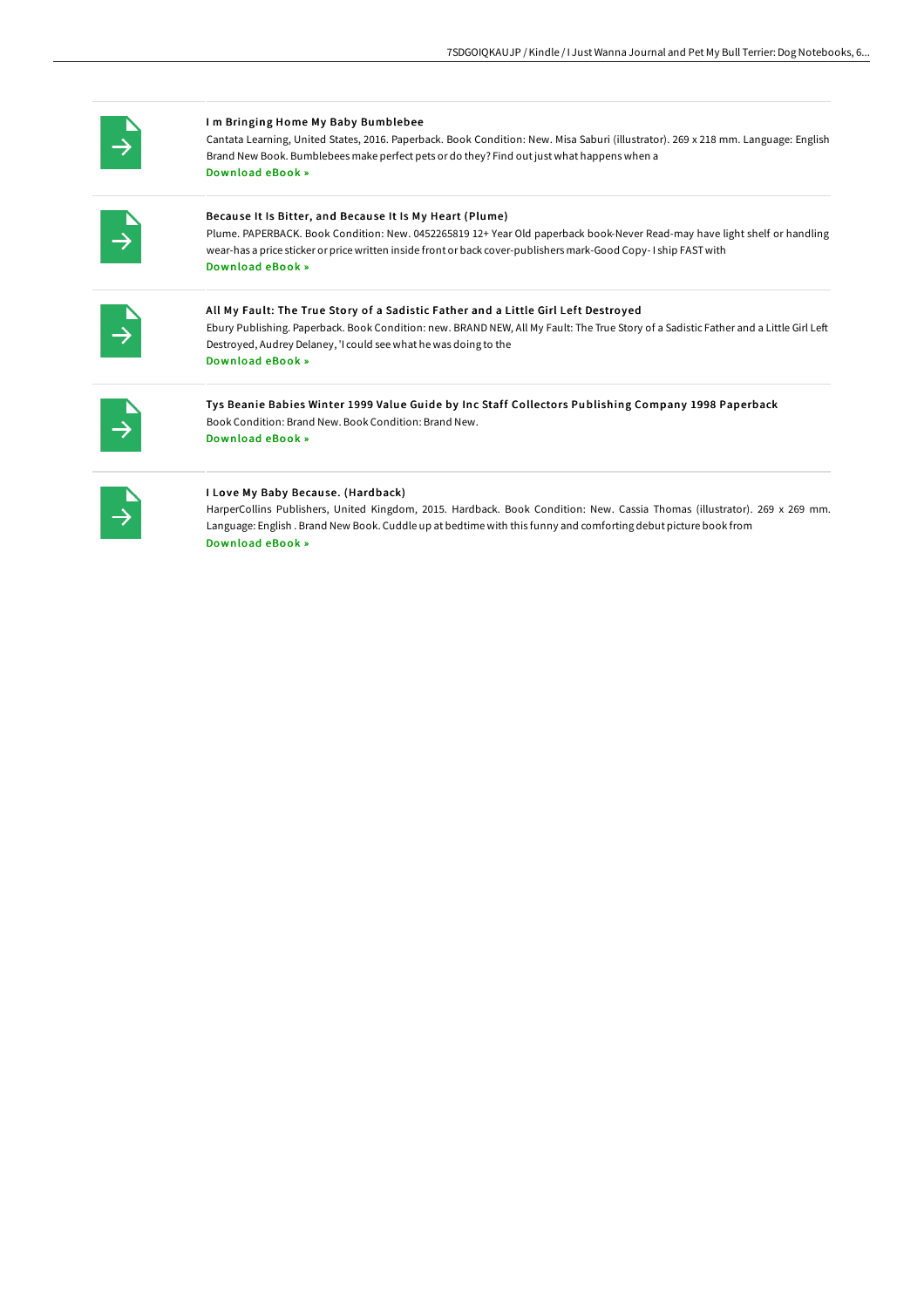### I m Bringing Home My Baby Bumblebee

Cantata Learning, United States, 2016. Paperback. Book Condition: New. Misa Saburi (illustrator). 269 x 218 mm. Language: English Brand New Book. Bumblebees make perfect pets or do they? Find out just what happens when a
Download eBook »

### Because It Is Bitter, and Because It Is My Heart (Plume)

Plume. PAPERBACK. Book Condition: New. 0452265819 12+ Year Old paperback book-Never Read-may have light shelf or handling wear-has a price sticker or price written inside front or back cover-publishers mark-Good Copy- I ship FAST with
Download eBook »

### All My Fault: The True Story of a Sadistic Father and a Little Girl Left Destroyed

Ebury Publishing. Paperback. Book Condition: new. BRAND NEW, All My Fault: The True Story of a Sadistic Father and a Little Girl Left Destroyed, Audrey Delaney, 'I could see what he was doing to the
Download eBook »

### Tys Beanie Babies Winter 1999 Value Guide by Inc Staff Collectors Publishing Company 1998 Paperback

Book Condition: Brand New. Book Condition: Brand New.
Download eBook »

### I Love My Baby Because. (Hardback)

HarperCollins Publishers, United Kingdom, 2015. Hardback. Book Condition: New. Cassia Thomas (illustrator). 269 x 269 mm. Language: English . Brand New Book. Cuddle up at bedtime with this funny and comforting debut picture book from
Download eBook »